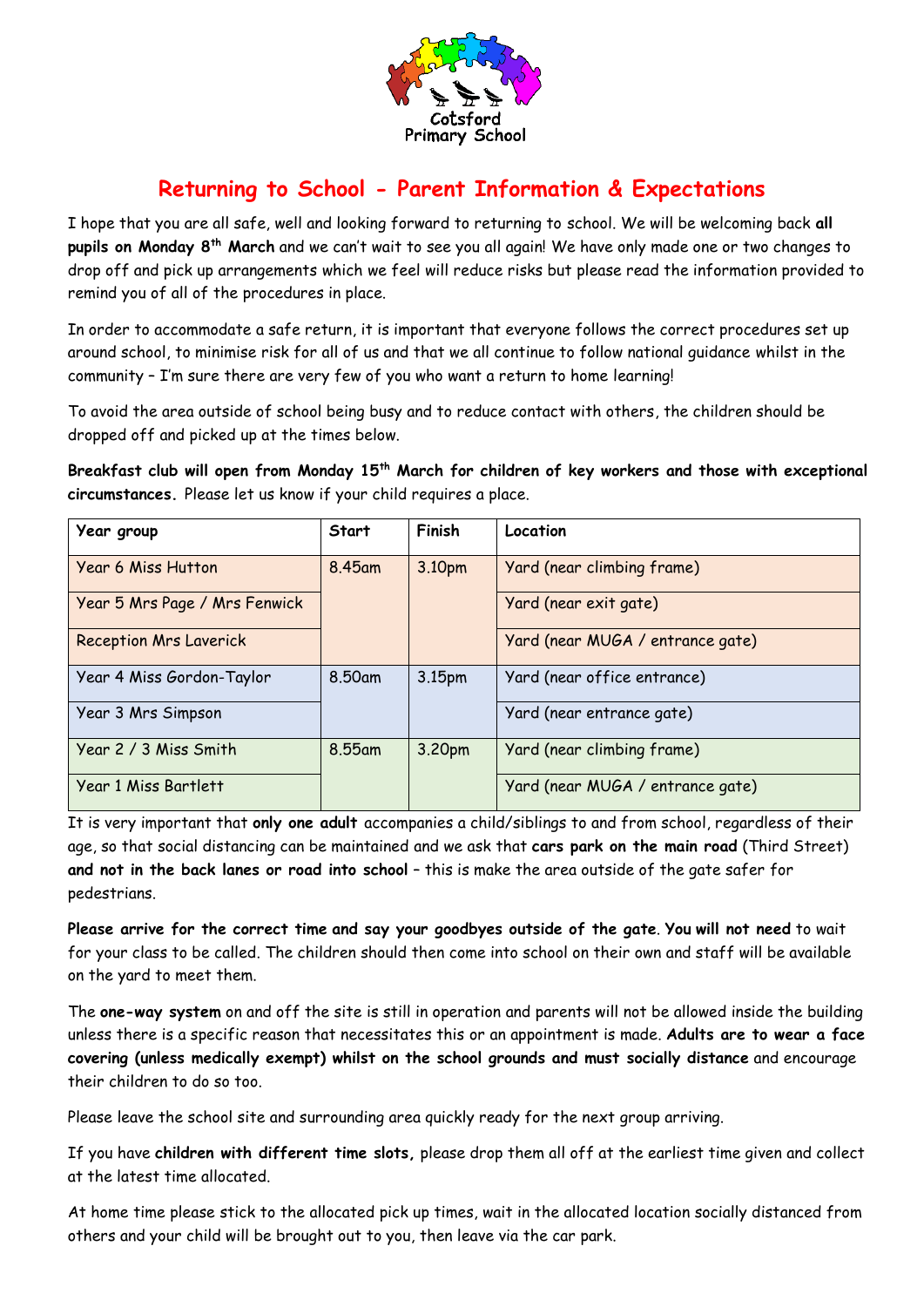Cotsford Primary School

# Returning to School - Parent Information & Expectations

I hope that you are all safe, well and looking forward to returning to school. We will be welcoming back **all pupils on Monday 8th March** and we can't wait to see you all again! We have only made one or two changes to drop off and pick up arrangements which we feel will reduce risks but please read the information provided to remind you of all of the procedures in place.

In order to accommodate a safe return, it is important that everyone follows the correct procedures set up around school, to minimise risk for all of us and that we all continue to follow national guidance whilst in the community – I'm sure there are very few of you who want a return to home learning!

To avoid the area outside of school being busy and to reduce contact with others, the children should be dropped off and picked up at the times below.

**Breakfast club will open from Monday 15th March for children of key workers and those with exceptional circumstances.** Please let us know if your child requires a place.

| Year group | Start | Finish | Location |
|---|---|---|---|
| Year 6 Miss Hutton | 8.45am | 3.10pm | Yard (near climbing frame) |
| Year 5 Mrs Page / Mrs Fenwick | | | Yard (near exit gate) |
| Reception Mrs Laverick | | | Yard (near MUGA / entrance gate) |
| Year 4 Miss Gordon-Taylor | 8.50am | 3.15pm | Yard (near office entrance) |
| Year 3 Mrs Simpson | | | Yard (near entrance gate) |
| Year 2 / 3 Miss Smith | 8.55am | 3.20pm | Yard (near climbing frame) |
| Year 1 Miss Bartlett | | | Yard (near MUGA / entrance gate) |

It is very important that **only one adult** accompanies a child/siblings to and from school, regardless of their age, so that social distancing can be maintained and we ask that **cars park on the main road** (Third Street) **and not in the back lanes or road into school** – this is make the area outside of the gate safer for pedestrians.

**Please arrive for the correct time and say your goodbyes outside of the gate**. **You will not need** to wait for your class to be called. The children should then come into school on their own and staff will be available on the yard to meet them.

The **one-way system** on and off the site is still in operation and parents will not be allowed inside the building unless there is a specific reason that necessitates this or an appointment is made. **Adults are to wear a face covering (unless medically exempt) whilst on the school grounds and must socially distance** and encourage their children to do so too.

Please leave the school site and surrounding area quickly ready for the next group arriving.

If you have **children with different time slots,** please drop them all off at the earliest time given and collect at the latest time allocated.

At home time please stick to the allocated pick up times, wait in the allocated location socially distanced from others and your child will be brought out to you, then leave via the car park.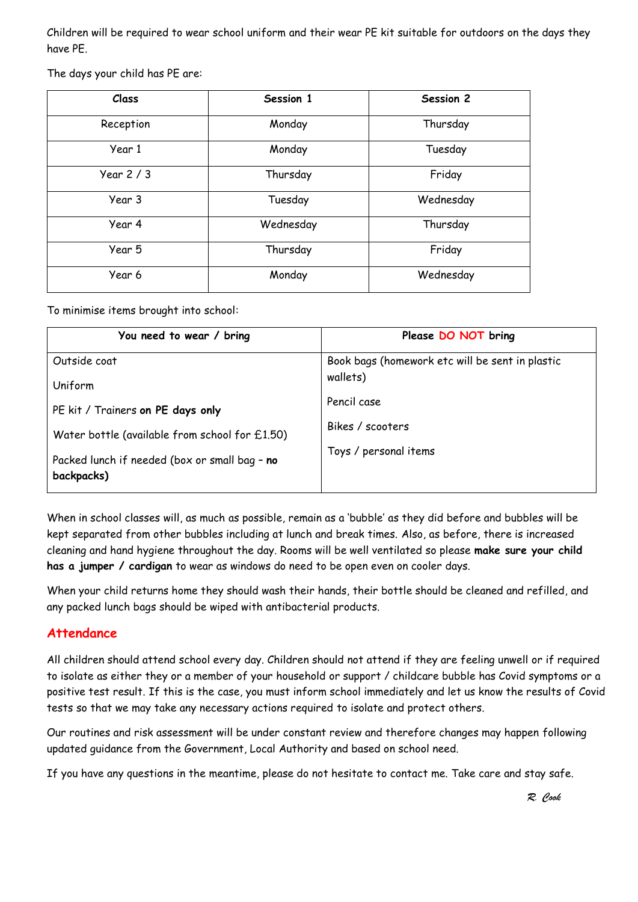Children will be required to wear school uniform and their wear PE kit suitable for outdoors on the days they have PE.

The days your child has PE are:

| Class | Session 1 | Session 2 |
|---|---|---|
| Reception | Monday | Thursday |
| Year 1 | Monday | Tuesday |
| Year 2 / 3 | Thursday | Friday |
| Year 3 | Tuesday | Wednesday |
| Year 4 | Wednesday | Thursday |
| Year 5 | Thursday | Friday |
| Year 6 | Monday | Wednesday |

To minimise items brought into school:

| You need to wear / bring | Please DO NOT bring |
|---|---|
| Outside coat<br><br>Uniform<br><br>PE kit / Trainers **on PE days only**<br><br>Water bottle (available from school for £1.50)<br><br>Packed lunch if needed (box or small bag – **no backpacks)** | Book bags (homework etc will be sent in plastic wallets)<br><br>Pencil case<br><br>Bikes / scooters<br><br>Toys / personal items |

When in school classes will, as much as possible, remain as a 'bubble' as they did before and bubbles will be kept separated from other bubbles including at lunch and break times. Also, as before, there is increased cleaning and hand hygiene throughout the day. Rooms will be well ventilated so please **make sure your child has a jumper / cardigan** to wear as windows do need to be open even on cooler days.

When your child returns home they should wash their hands, their bottle should be cleaned and refilled, and any packed lunch bags should be wiped with antibacterial products.

## Attendance

All children should attend school every day. Children should not attend if they are feeling unwell or if required to isolate as either they or a member of your household or support / childcare bubble has Covid symptoms or a positive test result. If this is the case, you must inform school immediately and let us know the results of Covid tests so that we may take any necessary actions required to isolate and protect others.

Our routines and risk assessment will be under constant review and therefore changes may happen following updated guidance from the Government, Local Authority and based on school need.

If you have any questions in the meantime, please do not hesitate to contact me. Take care and stay safe.

*R. Cook*